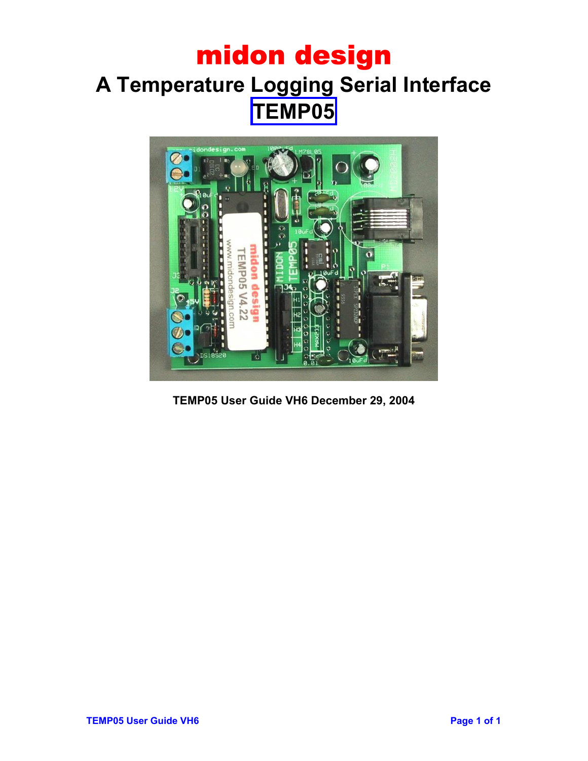# midon design

## A Temperature Logging Serial Interface

## TEMP05

**TEMP05 User Guide VH6 December 29, 2004**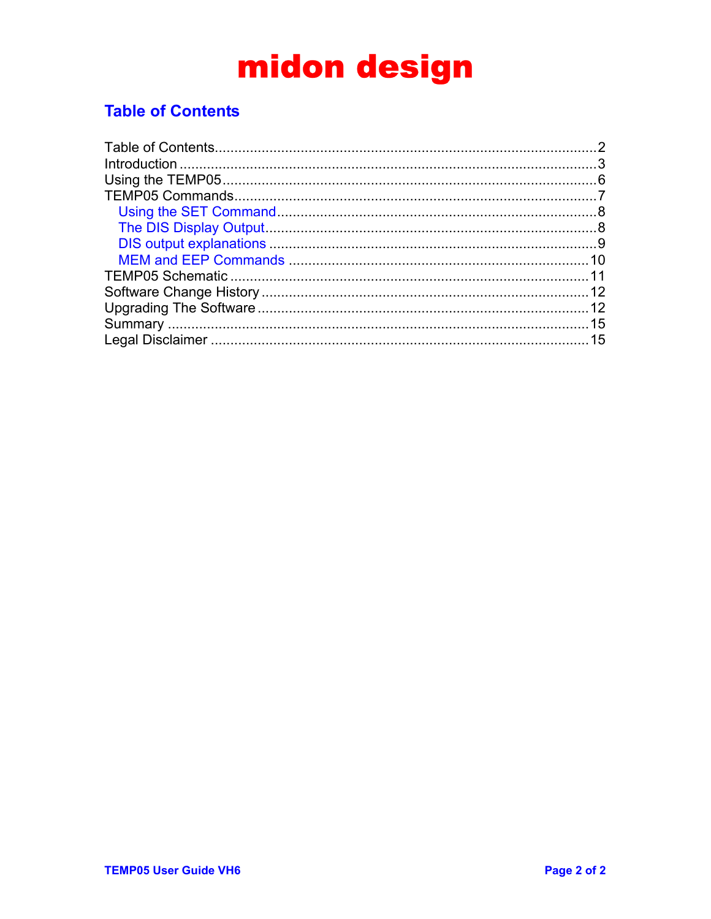# midon design

## Table of Contents

Table of Contents....................................................................................................2
Introduction ............................................................................................................3
Using the TEMP05..................................................................................................6
TEMP05 Commands...............................................................................................7
  Using the SET Command....................................................................................8
  The DIS Display Output.......................................................................................8
  DIS output explanations ......................................................................................9
  MEM and EEP Commands ...............................................................................10
TEMP05 Schematic ..............................................................................................11
Software Change History......................................................................................12
Upgrading The Software.......................................................................................12
Summary ..............................................................................................................15
Legal Disclaimer ....................................................................................................15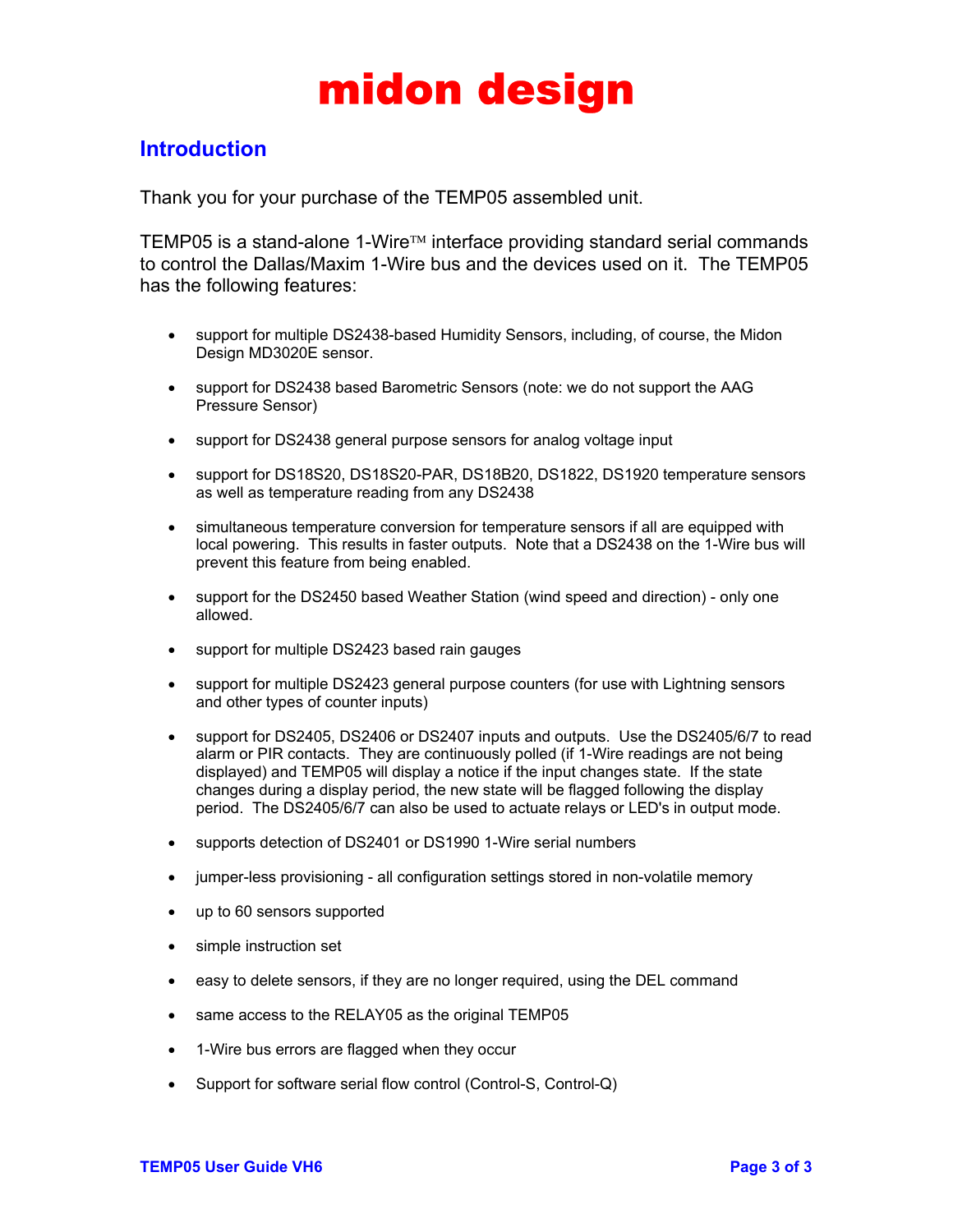# midon design

## Introduction

Thank you for your purchase of the TEMP05 assembled unit.

TEMP05 is a stand-alone 1-Wire™ interface providing standard serial commands to control the Dallas/Maxim 1-Wire bus and the devices used on it. The TEMP05 has the following features:

- support for multiple DS2438-based Humidity Sensors, including, of course, the Midon Design MD3020E sensor.
- support for DS2438 based Barometric Sensors (note: we do not support the AAG Pressure Sensor)
- support for DS2438 general purpose sensors for analog voltage input
- support for DS18S20, DS18S20-PAR, DS18B20, DS1822, DS1920 temperature sensors as well as temperature reading from any DS2438
- simultaneous temperature conversion for temperature sensors if all are equipped with local powering. This results in faster outputs. Note that a DS2438 on the 1-Wire bus will prevent this feature from being enabled.
- support for the DS2450 based Weather Station (wind speed and direction) - only one allowed.
- support for multiple DS2423 based rain gauges
- support for multiple DS2423 general purpose counters (for use with Lightning sensors and other types of counter inputs)
- support for DS2405, DS2406 or DS2407 inputs and outputs. Use the DS2405/6/7 to read alarm or PIR contacts. They are continuously polled (if 1-Wire readings are not being displayed) and TEMP05 will display a notice if the input changes state. If the state changes during a display period, the new state will be flagged following the display period. The DS2405/6/7 can also be used to actuate relays or LED's in output mode.
- supports detection of DS2401 or DS1990 1-Wire serial numbers
- jumper-less provisioning - all configuration settings stored in non-volatile memory
- up to 60 sensors supported
- simple instruction set
- easy to delete sensors, if they are no longer required, using the DEL command
- same access to the RELAY05 as the original TEMP05
- 1-Wire bus errors are flagged when they occur
- Support for software serial flow control (Control-S, Control-Q)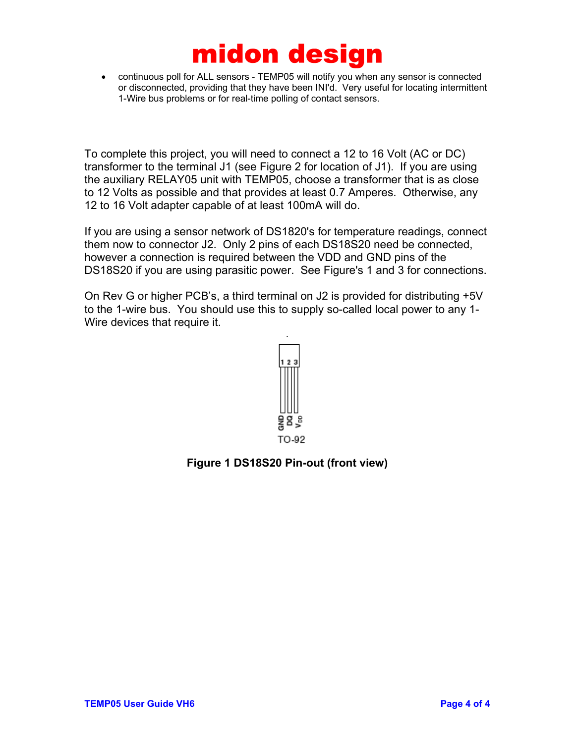- continuous poll for ALL sensors - TEMP05 will notify you when any sensor is connected or disconnected, providing that they have been INI'd. Very useful for locating intermittent 1-Wire bus problems or for real-time polling of contact sensors.

To complete this project, you will need to connect a 12 to 16 Volt (AC or DC) transformer to the terminal J1 (see Figure 2 for location of J1). If you are using the auxiliary RELAY05 unit with TEMP05, choose a transformer that is as close to 12 Volts as possible and that provides at least 0.7 Amperes. Otherwise, any 12 to 16 Volt adapter capable of at least 100mA will do.

If you are using a sensor network of DS1820's for temperature readings, connect them now to connector J2. Only 2 pins of each DS18S20 need be connected, however a connection is required between the VDD and GND pins of the DS18S20 if you are using parasitic power. See Figure's 1 and 3 for connections.

On Rev G or higher PCB's, a third terminal on J2 is provided for distributing +5V to the 1-wire bus. You should use this to supply so-called local power to any 1-Wire devices that require it.

1 2 3

GND DQ $V_{DD}$

TO-92

**Figure 1 DS18S20 Pin-out (front view)**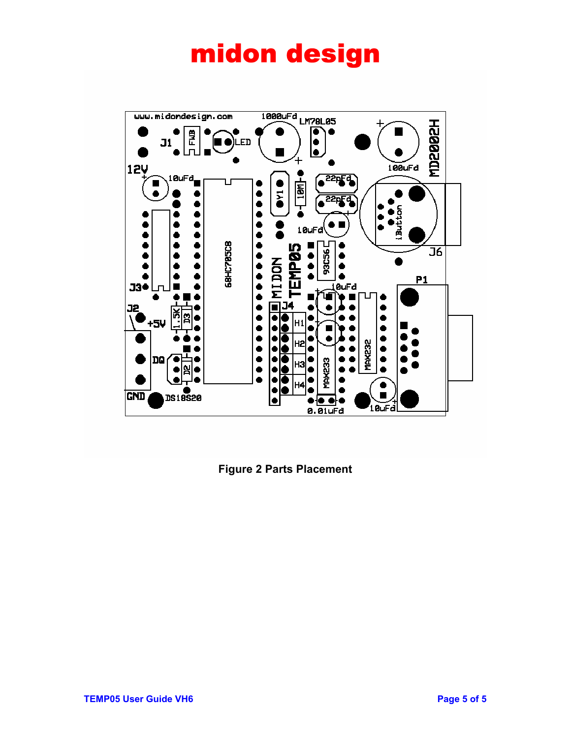# midon design

Figure 2 Parts Placement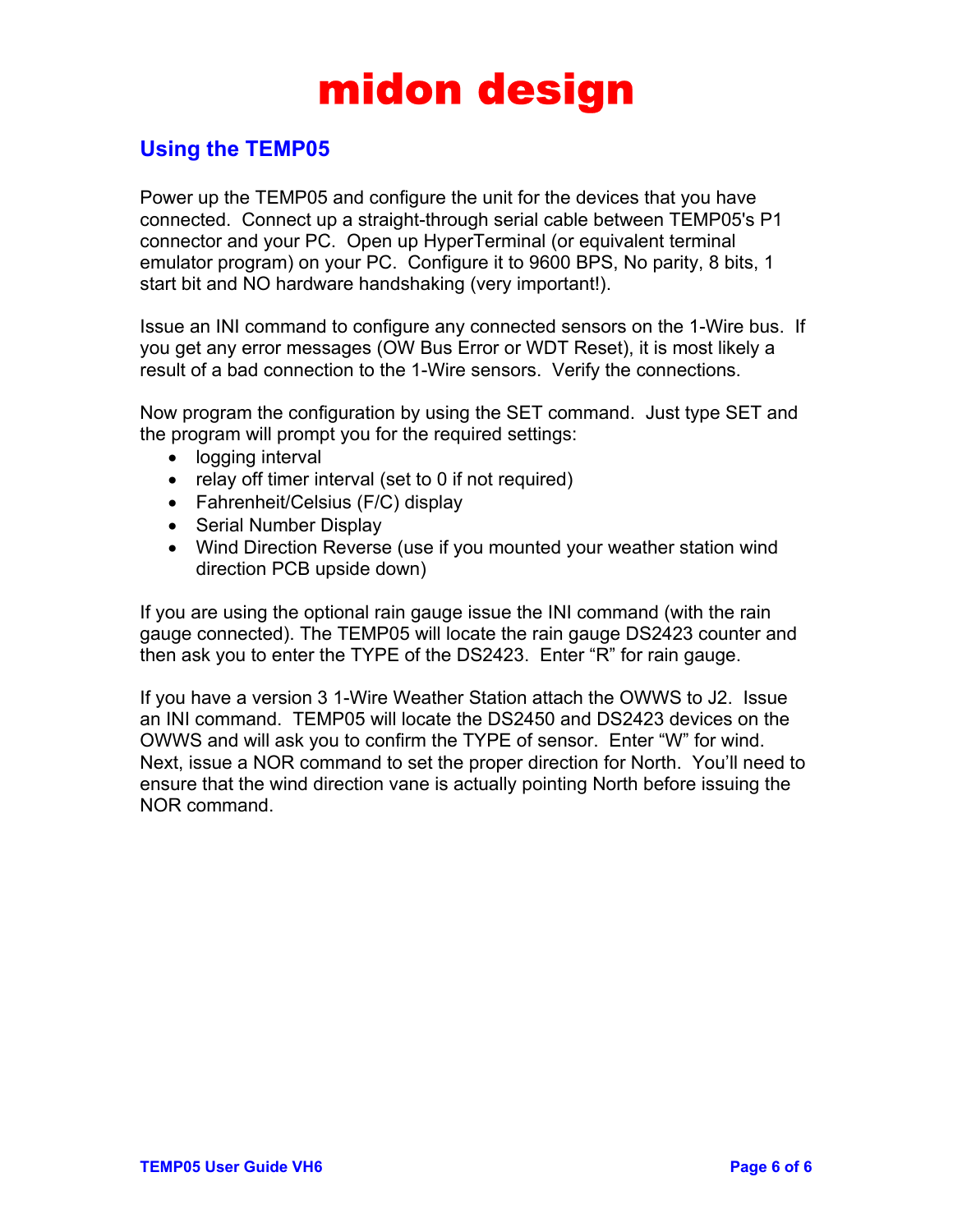# midon design

## Using the TEMP05

Power up the TEMP05 and configure the unit for the devices that you have connected. Connect up a straight-through serial cable between TEMP05's P1 connector and your PC. Open up HyperTerminal (or equivalent terminal emulator program) on your PC. Configure it to 9600 BPS, No parity, 8 bits, 1 start bit and NO hardware handshaking (very important!).

Issue an INI command to configure any connected sensors on the 1-Wire bus. If you get any error messages (OW Bus Error or WDT Reset), it is most likely a result of a bad connection to the 1-Wire sensors. Verify the connections.

Now program the configuration by using the SET command. Just type SET and the program will prompt you for the required settings:

- logging interval
- relay off timer interval (set to 0 if not required)
- Fahrenheit/Celsius (F/C) display
- Serial Number Display
- Wind Direction Reverse (use if you mounted your weather station wind direction PCB upside down)

If you are using the optional rain gauge issue the INI command (with the rain gauge connected). The TEMP05 will locate the rain gauge DS2423 counter and then ask you to enter the TYPE of the DS2423. Enter “R” for rain gauge.

If you have a version 3 1-Wire Weather Station attach the OWWS to J2. Issue an INI command. TEMP05 will locate the DS2450 and DS2423 devices on the OWWS and will ask you to confirm the TYPE of sensor. Enter “W” for wind. Next, issue a NOR command to set the proper direction for North. You’ll need to ensure that the wind direction vane is actually pointing North before issuing the NOR command.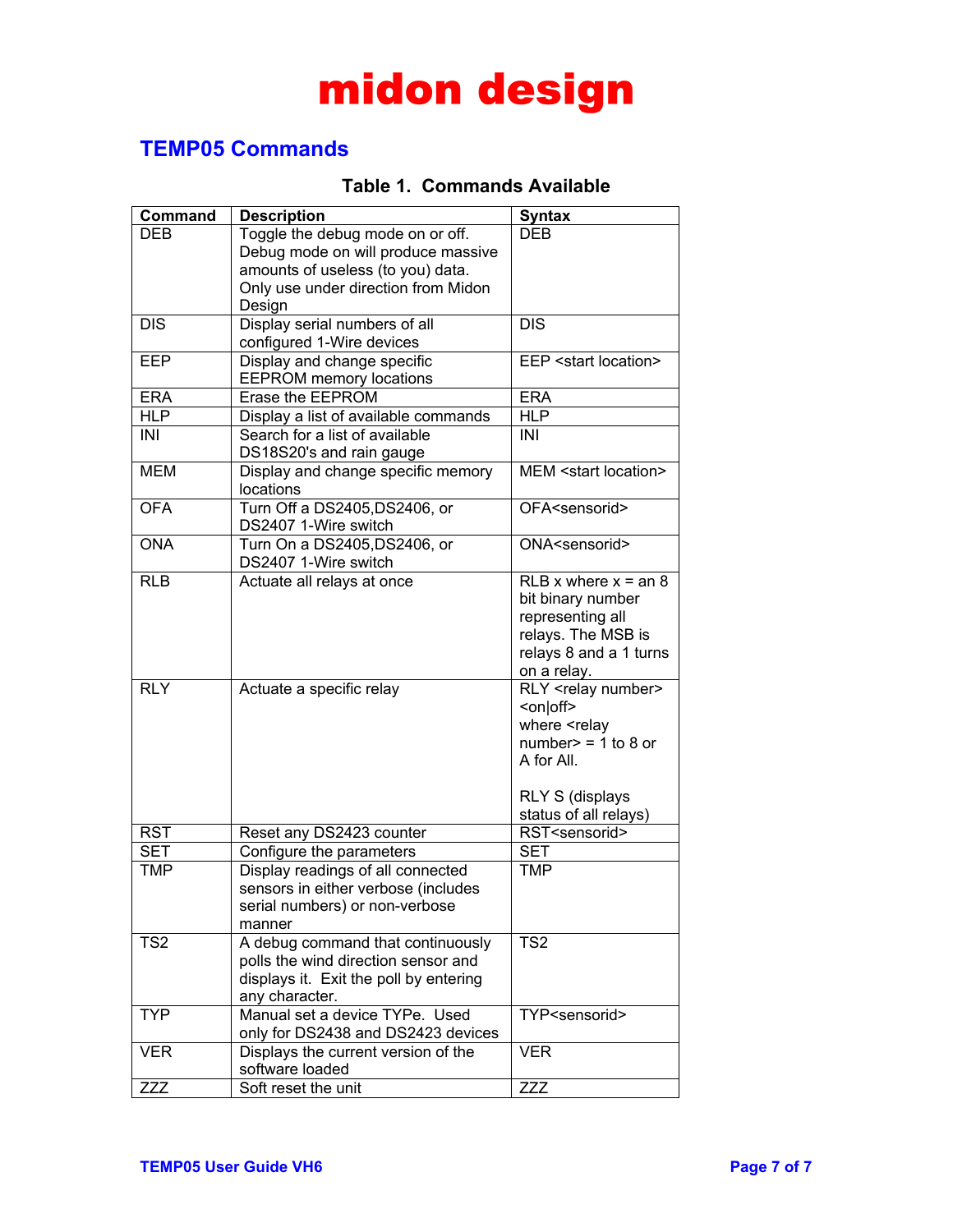# midon design

## TEMP05 Commands

**Table 1. Commands Available**

| Command | Description | Syntax |
|---|---|---|
| DEB | Toggle the debug mode on or off. Debug mode on will produce massive amounts of useless (to you) data. Only use under direction from Midon Design | DEB |
| DIS | Display serial numbers of all configured 1-Wire devices | DIS |
| EEP | Display and change specific EEPROM memory locations | EEP <start location> |
| ERA | Erase the EEPROM | ERA |
| HLP | Display a list of available commands | HLP |
| INI | Search for a list of available DS18S20's and rain gauge | INI |
| MEM | Display and change specific memory locations | MEM <start location> |
| OFA | Turn Off a DS2405,DS2406, or DS2407 1-Wire switch | OFA<sensorid> |
| ONA | Turn On a DS2405,DS2406, or DS2407 1-Wire switch | ONA<sensorid> |
| RLB | Actuate all relays at once | RLB x where x = an 8 bit binary number representing all relays. The MSB is relays 8 and a 1 turns on a relay. |
| RLY | Actuate a specific relay | RLY <relay number> <on\|off> where <relay number> = 1 to 8 or A for All.<br><br>RLY S (displays status of all relays) |
| RST | Reset any DS2423 counter | RST<sensorid> |
| SET | Configure the parameters | SET |
| TMP | Display readings of all connected sensors in either verbose (includes serial numbers) or non-verbose manner | TMP |
| TS2 | A debug command that continuously polls the wind direction sensor and displays it. Exit the poll by entering any character. | TS2 |
| TYP | Manual set a device TYPe. Used only for DS2438 and DS2423 devices | TYP<sensorid> |
| VER | Displays the current version of the software loaded | VER |
| ZZZ | Soft reset the unit | ZZZ |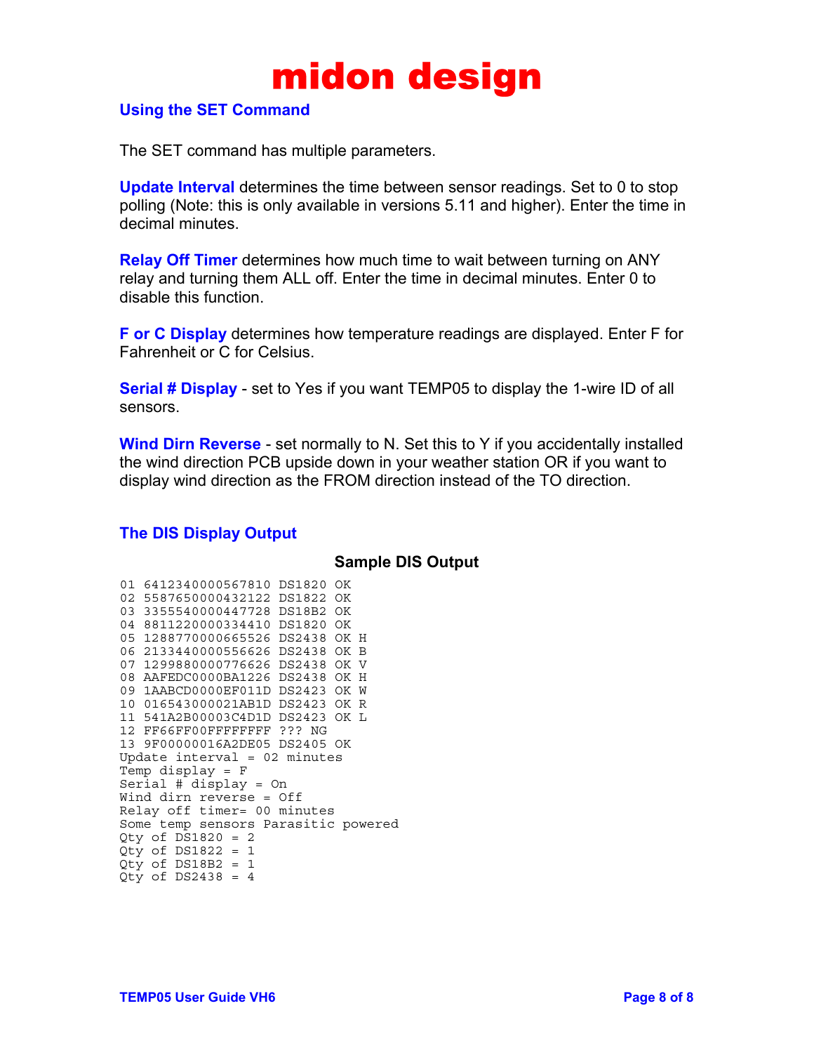# midon design

## Using the SET Command

The SET command has multiple parameters.

**Update Interval** determines the time between sensor readings. Set to 0 to stop polling (Note: this is only available in versions 5.11 and higher). Enter the time in decimal minutes.

**Relay Off Timer** determines how much time to wait between turning on ANY relay and turning them ALL off. Enter the time in decimal minutes. Enter 0 to disable this function.

**F or C Display** determines how temperature readings are displayed. Enter F for Fahrenheit or C for Celsius.

**Serial # Display** - set to Yes if you want TEMP05 to display the 1-wire ID of all sensors.

**Wind Dirn Reverse** - set normally to N. Set this to Y if you accidentally installed the wind direction PCB upside down in your weather station OR if you want to display wind direction as the FROM direction instead of the TO direction.

## The DIS Display Output

**Sample DIS Output**

```
01 6412340000567810 DS1820 OK
02 5587650000432122 DS1822 OK
03 3355540000447728 DS18B2 OK
04 8811220000334410 DS1820 OK
05 1288770000665526 DS2438 OK H
06 2133440000556626 DS2438 OK B
07 1299880000776626 DS2438 OK V
08 AAFEDC0000BA1226 DS2438 OK H
09 1AABCD0000EF011D DS2423 OK W
10 016543000021AB1D DS2423 OK R
11 541A2B00003C4D1D DS2423 OK L
12 FF66FF00FFFFFFFF ??? NG
13 9F00000016A2DE05 DS2405 OK
Update interval = 02 minutes
Temp display = F
Serial # display = On
Wind dirn reverse = Off
Relay off timer= 00 minutes
Some temp sensors Parasitic powered
Qty of DS1820 = 2
Qty of DS1822 = 1
Qty of DS18B2 = 1
Qty of DS2438 = 4
```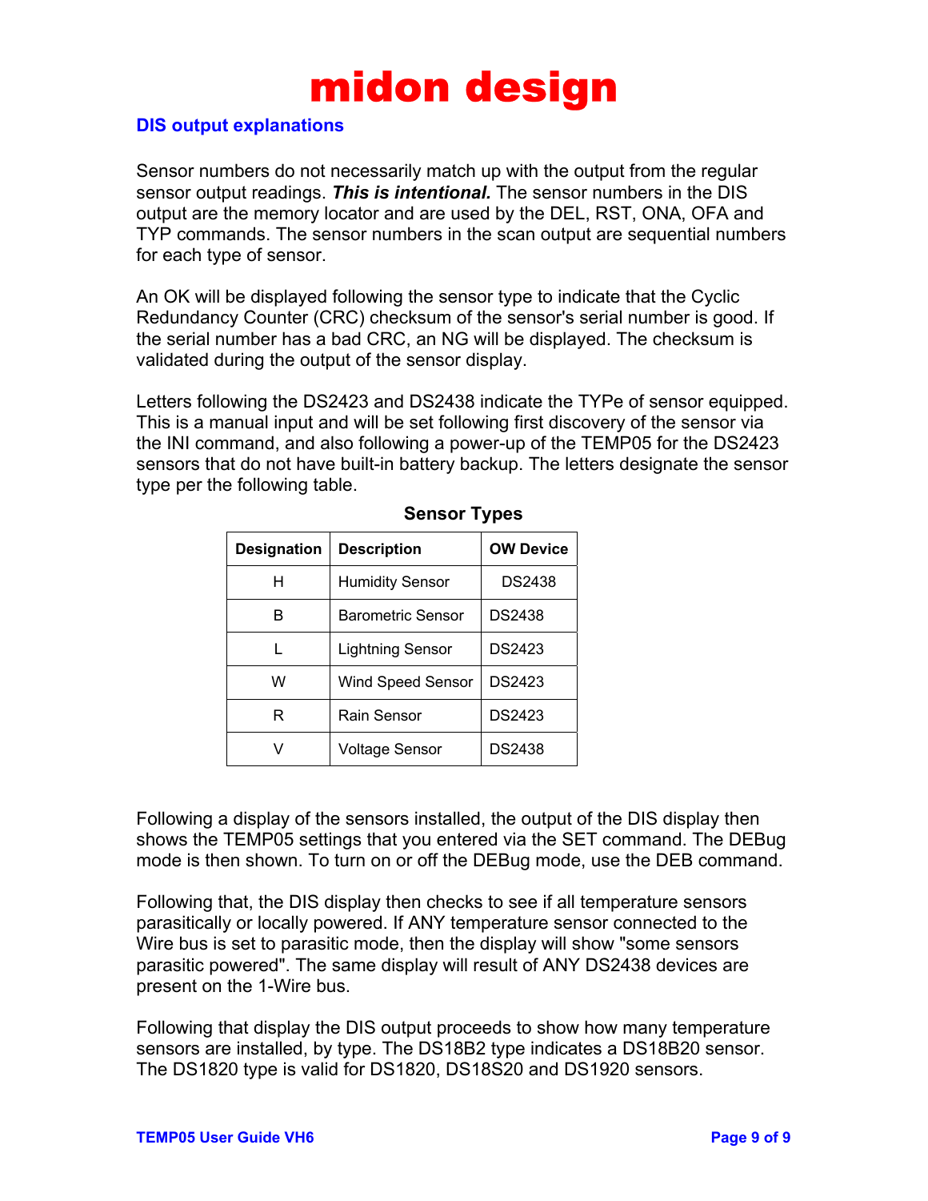# midon design

## DIS output explanations

Sensor numbers do not necessarily match up with the output from the regular sensor output readings. ***This is intentional.*** The sensor numbers in the DIS output are the memory locator and are used by the DEL, RST, ONA, OFA and TYP commands. The sensor numbers in the scan output are sequential numbers for each type of sensor.

An OK will be displayed following the sensor type to indicate that the Cyclic Redundancy Counter (CRC) checksum of the sensor's serial number is good. If the serial number has a bad CRC, an NG will be displayed. The checksum is validated during the output of the sensor display.

Letters following the DS2423 and DS2438 indicate the TYPe of sensor equipped. This is a manual input and will be set following first discovery of the sensor via the INI command, and also following a power-up of the TEMP05 for the DS2423 sensors that do not have built-in battery backup. The letters designate the sensor type per the following table.

**Sensor Types**

| Designation | Description | OW Device |
|---|---|---|
| H | Humidity Sensor | DS2438 |
| B | Barometric Sensor | DS2438 |
| L | Lightning Sensor | DS2423 |
| W | Wind Speed Sensor | DS2423 |
| R | Rain Sensor | DS2423 |
| V | Voltage Sensor | DS2438 |

Following a display of the sensors installed, the output of the DIS display then shows the TEMP05 settings that you entered via the SET command. The DEBug mode is then shown. To turn on or off the DEBug mode, use the DEB command.

Following that, the DIS display then checks to see if all temperature sensors parasitically or locally powered. If ANY temperature sensor connected to the Wire bus is set to parasitic mode, then the display will show "some sensors parasitic powered". The same display will result of ANY DS2438 devices are present on the 1-Wire bus.

Following that display the DIS output proceeds to show how many temperature sensors are installed, by type. The DS18B2 type indicates a DS18B20 sensor. The DS1820 type is valid for DS1820, DS18S20 and DS1920 sensors.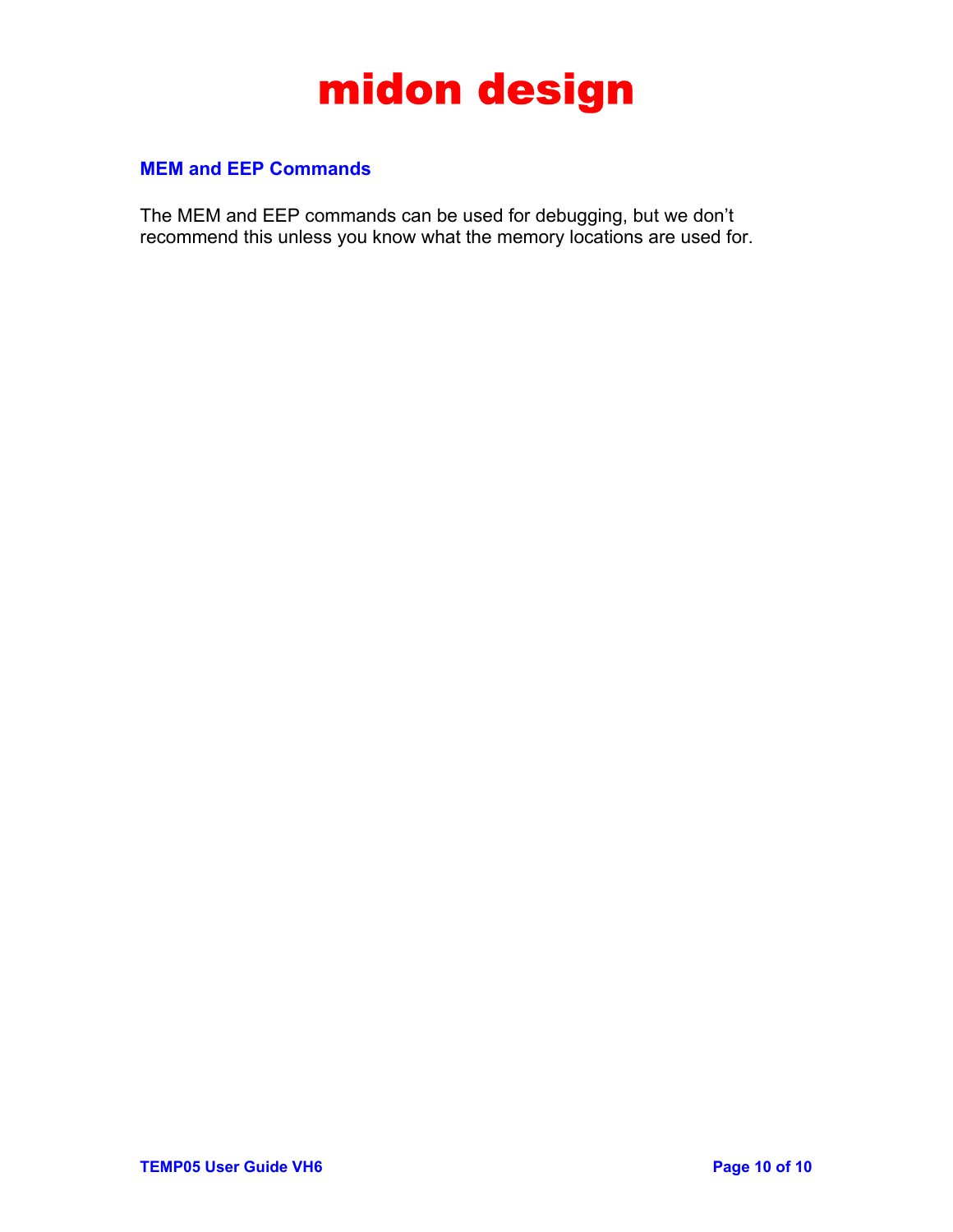## MEM and EEP Commands

The MEM and EEP commands can be used for debugging, but we don't recommend this unless you know what the memory locations are used for.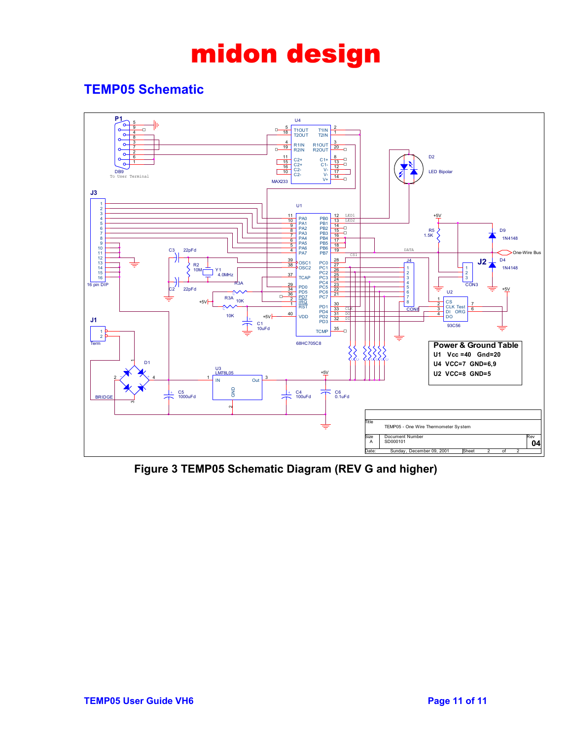# midon design

## TEMP05 Schematic

**Power & Ground Table**

| | | |
|---|---|---|
| U1 | Vcc =40 | Gnd=20 |
| U4 | VCC=7 | GND=6,9 |
| U2 | VCC=8 | GND=5 |

Title: TEMP05 - One Wire Thermometer System

Size: A | Document Number: SD000101 | Rev: 04

Date: Sunday, December 09, 2001 | Sheet 2 of 2

**Figure 3 TEMP05 Schematic Diagram (REV G and higher)**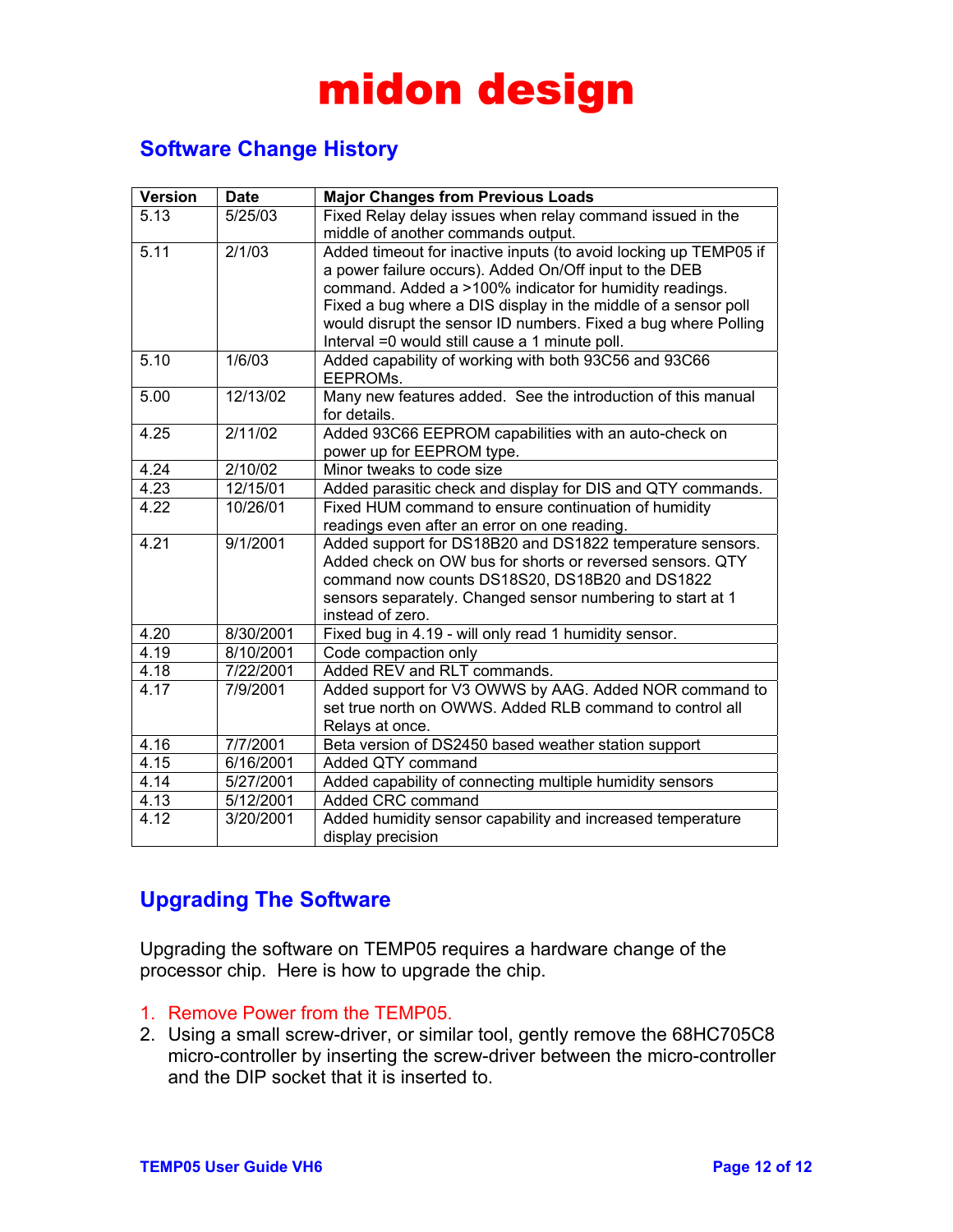# midon design

## Software Change History

| Version | Date | Major Changes from Previous Loads |
|---|---|---|
| 5.13 | 5/25/03 | Fixed Relay delay issues when relay command issued in the middle of another commands output. |
| 5.11 | 2/1/03 | Added timeout for inactive inputs (to avoid locking up TEMP05 if a power failure occurs). Added On/Off input to the DEB command. Added a >100% indicator for humidity readings. Fixed a bug where a DIS display in the middle of a sensor poll would disrupt the sensor ID numbers. Fixed a bug where Polling Interval =0 would still cause a 1 minute poll. |
| 5.10 | 1/6/03 | Added capability of working with both 93C56 and 93C66 EEPROMs. |
| 5.00 | 12/13/02 | Many new features added. See the introduction of this manual for details. |
| 4.25 | 2/11/02 | Added 93C66 EEPROM capabilities with an auto-check on power up for EEPROM type. |
| 4.24 | 2/10/02 | Minor tweaks to code size |
| 4.23 | 12/15/01 | Added parasitic check and display for DIS and QTY commands. |
| 4.22 | 10/26/01 | Fixed HUM command to ensure continuation of humidity readings even after an error on one reading. |
| 4.21 | 9/1/2001 | Added support for DS18B20 and DS1822 temperature sensors. Added check on OW bus for shorts or reversed sensors. QTY command now counts DS18S20, DS18B20 and DS1822 sensors separately. Changed sensor numbering to start at 1 instead of zero. |
| 4.20 | 8/30/2001 | Fixed bug in 4.19 - will only read 1 humidity sensor. |
| 4.19 | 8/10/2001 | Code compaction only |
| 4.18 | 7/22/2001 | Added REV and RLT commands. |
| 4.17 | 7/9/2001 | Added support for V3 OWWS by AAG. Added NOR command to set true north on OWWS. Added RLB command to control all Relays at once. |
| 4.16 | 7/7/2001 | Beta version of DS2450 based weather station support |
| 4.15 | 6/16/2001 | Added QTY command |
| 4.14 | 5/27/2001 | Added capability of connecting multiple humidity sensors |
| 4.13 | 5/12/2001 | Added CRC command |
| 4.12 | 3/20/2001 | Added humidity sensor capability and increased temperature display precision |

## Upgrading The Software

Upgrading the software on TEMP05 requires a hardware change of the processor chip. Here is how to upgrade the chip.

1. Remove Power from the TEMP05.
2. Using a small screw-driver, or similar tool, gently remove the 68HC705C8 micro-controller by inserting the screw-driver between the micro-controller and the DIP socket that it is inserted to.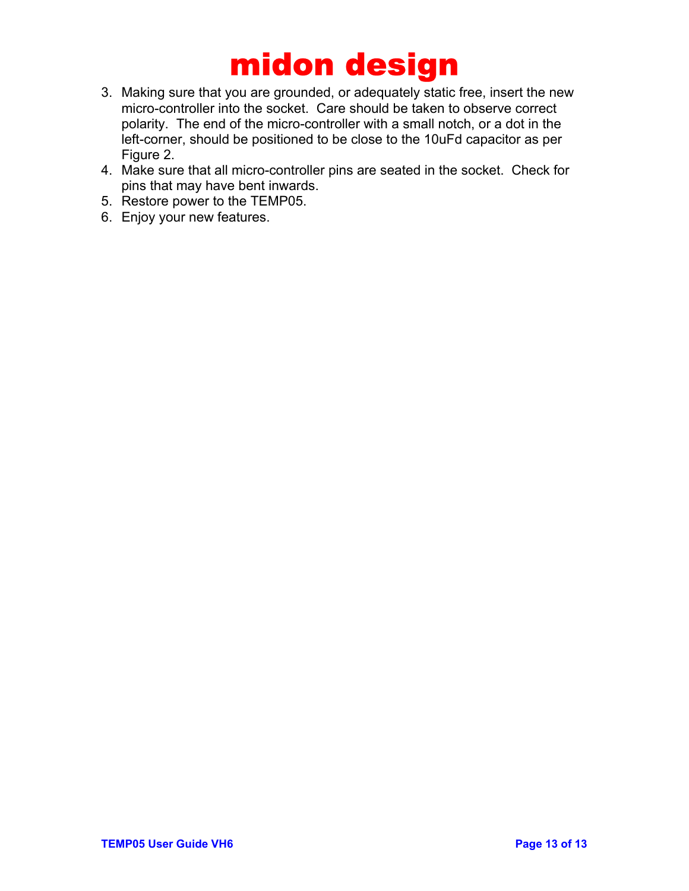3. Making sure that you are grounded, or adequately static free, insert the new micro-controller into the socket. Care should be taken to observe correct polarity. The end of the micro-controller with a small notch, or a dot in the left-corner, should be positioned to be close to the 10uFd capacitor as per Figure 2.
4. Make sure that all micro-controller pins are seated in the socket. Check for pins that may have bent inwards.
5. Restore power to the TEMP05.
6. Enjoy your new features.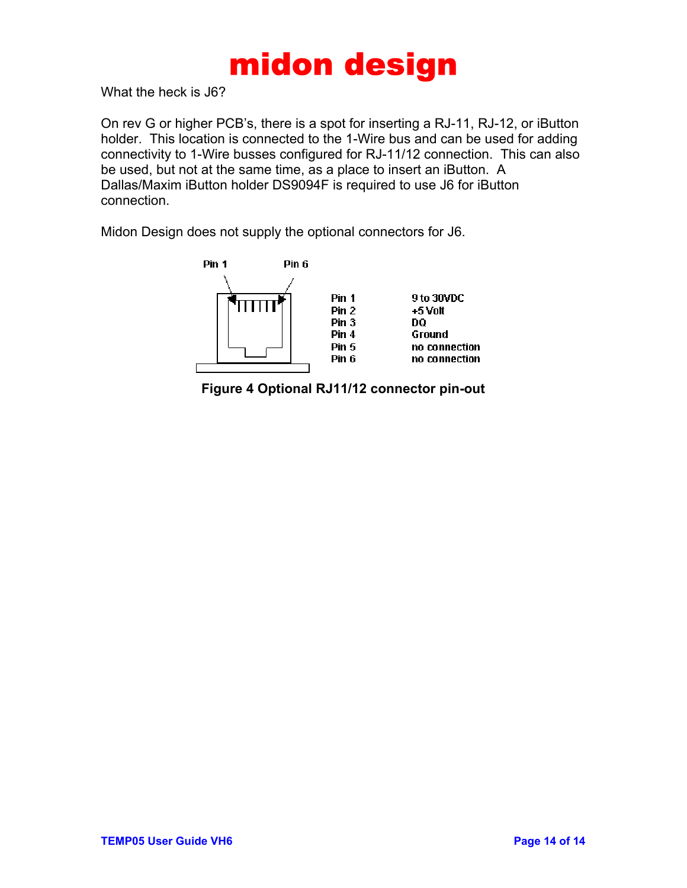What the heck is J6?

On rev G or higher PCB's, there is a spot for inserting a RJ-11, RJ-12, or iButton holder. This location is connected to the 1-Wire bus and can be used for adding connectivity to 1-Wire busses configured for RJ-11/12 connection. This can also be used, but not at the same time, as a place to insert an iButton. A Dallas/Maxim iButton holder DS9094F is required to use J6 for iButton connection.

Midon Design does not supply the optional connectors for J6.

| Pin | Function |
|---|---|
| Pin 1 | 9 to 30VDC |
| Pin 2 | +5 Volt |
| Pin 3 | DQ |
| Pin 4 | Ground |
| Pin 5 | no connection |
| Pin 6 | no connection |

**Figure 4 Optional RJ11/12 connector pin-out**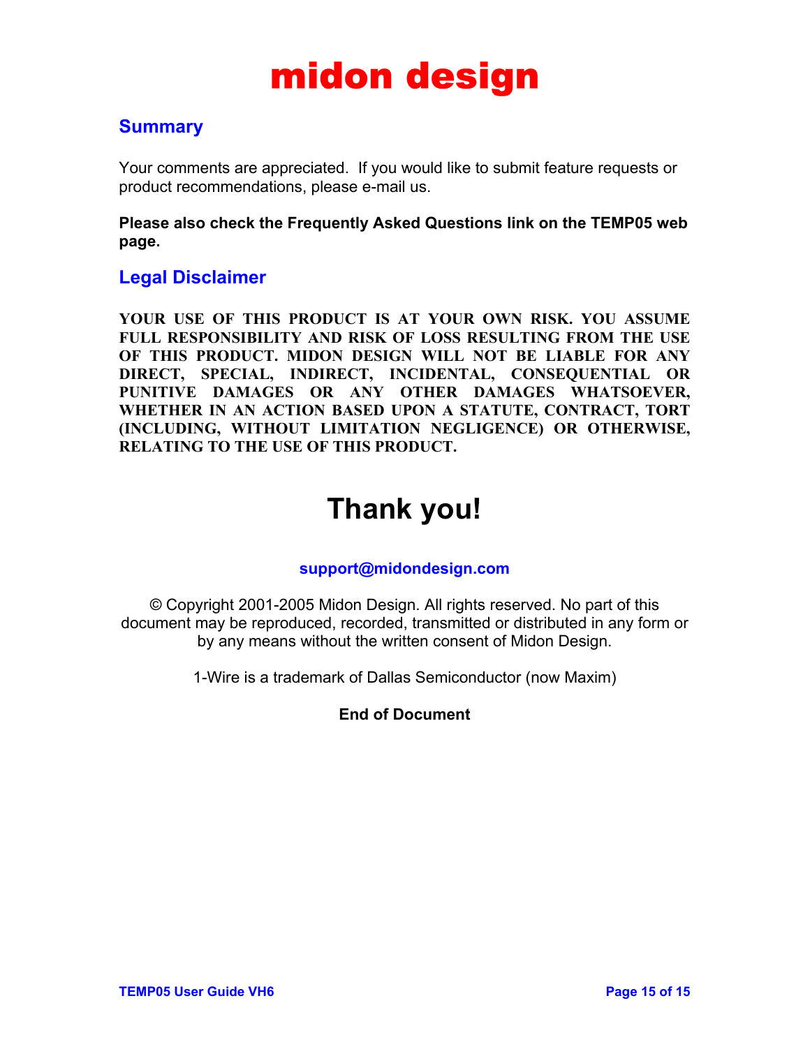# midon design

## Summary

Your comments are appreciated. If you would like to submit feature requests or product recommendations, please e-mail us.

**Please also check the Frequently Asked Questions link on the TEMP05 web page.**

## Legal Disclaimer

**YOUR USE OF THIS PRODUCT IS AT YOUR OWN RISK. YOU ASSUME FULL RESPONSIBILITY AND RISK OF LOSS RESULTING FROM THE USE OF THIS PRODUCT. MIDON DESIGN WILL NOT BE LIABLE FOR ANY DIRECT, SPECIAL, INDIRECT, INCIDENTAL, CONSEQUENTIAL OR PUNITIVE DAMAGES OR ANY OTHER DAMAGES WHATSOEVER, WHETHER IN AN ACTION BASED UPON A STATUTE, CONTRACT, TORT (INCLUDING, WITHOUT LIMITATION NEGLIGENCE) OR OTHERWISE, RELATING TO THE USE OF THIS PRODUCT.**

# Thank you!

**support@midondesign.com**

© Copyright 2001-2005 Midon Design. All rights reserved. No part of this document may be reproduced, recorded, transmitted or distributed in any form or by any means without the written consent of Midon Design.

1-Wire is a trademark of Dallas Semiconductor (now Maxim)

**End of Document**